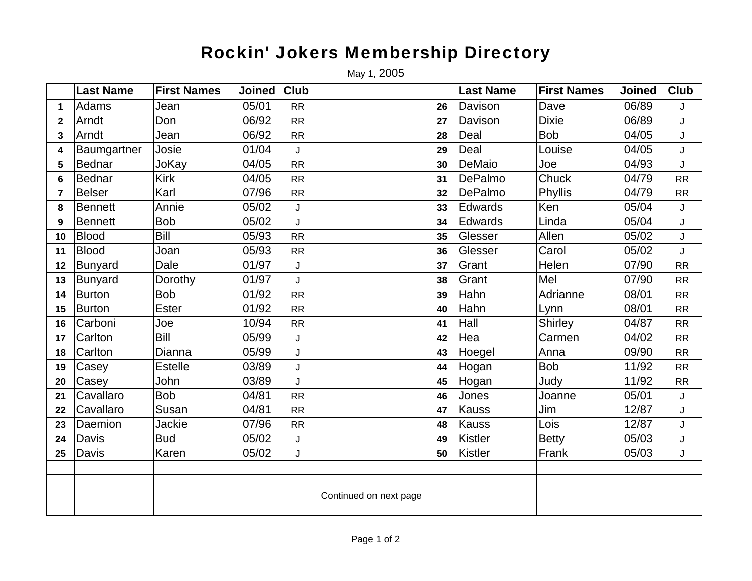# Rockin' Jokers Membership Directory

May 1, 2005

| | Last Name | First Names | Joined | Club | | | Last Name | First Names | Joined | Club |
|---|---|---|---|---|---|---|---|---|---|---|
| 1 | Adams | Jean | 05/01 | RR | | 26 | Davison | Dave | 06/89 | J |
| 2 | Arndt | Don | 06/92 | RR | | 27 | Davison | Dixie | 06/89 | J |
| 3 | Arndt | Jean | 06/92 | RR | | 28 | Deal | Bob | 04/05 | J |
| 4 | Baumgartner | Josie | 01/04 | J | | 29 | Deal | Louise | 04/05 | J |
| 5 | Bednar | JoKay | 04/05 | RR | | 30 | DeMaio | Joe | 04/93 | J |
| 6 | Bednar | Kirk | 04/05 | RR | | 31 | DePalmo | Chuck | 04/79 | RR |
| 7 | Belser | Karl | 07/96 | RR | | 32 | DePalmo | Phyllis | 04/79 | RR |
| 8 | Bennett | Annie | 05/02 | J | | 33 | Edwards | Ken | 05/04 | J |
| 9 | Bennett | Bob | 05/02 | J | | 34 | Edwards | Linda | 05/04 | J |
| 10 | Blood | Bill | 05/93 | RR | | 35 | Glesser | Allen | 05/02 | J |
| 11 | Blood | Joan | 05/93 | RR | | 36 | Glesser | Carol | 05/02 | J |
| 12 | Bunyard | Dale | 01/97 | J | | 37 | Grant | Helen | 07/90 | RR |
| 13 | Bunyard | Dorothy | 01/97 | J | | 38 | Grant | Mel | 07/90 | RR |
| 14 | Burton | Bob | 01/92 | RR | | 39 | Hahn | Adrianne | 08/01 | RR |
| 15 | Burton | Ester | 01/92 | RR | | 40 | Hahn | Lynn | 08/01 | RR |
| 16 | Carboni | Joe | 10/94 | RR | | 41 | Hall | Shirley | 04/87 | RR |
| 17 | Carlton | Bill | 05/99 | J | | 42 | Hea | Carmen | 04/02 | RR |
| 18 | Carlton | Dianna | 05/99 | J | | 43 | Hoegel | Anna | 09/90 | RR |
| 19 | Casey | Estelle | 03/89 | J | | 44 | Hogan | Bob | 11/92 | RR |
| 20 | Casey | John | 03/89 | J | | 45 | Hogan | Judy | 11/92 | RR |
| 21 | Cavallaro | Bob | 04/81 | RR | | 46 | Jones | Joanne | 05/01 | J |
| 22 | Cavallaro | Susan | 04/81 | RR | | 47 | Kauss | Jim | 12/87 | J |
| 23 | Daemion | Jackie | 07/96 | RR | | 48 | Kauss | Lois | 12/87 | J |
| 24 | Davis | Bud | 05/02 | J | | 49 | Kistler | Betty | 05/03 | J |
| 25 | Davis | Karen | 05/02 | J | | 50 | Kistler | Frank | 05/03 | J |
| | | | | | | | | | | |
| | | | | | | | | | | |
| | | | | | Continued on next page | | | | | |
| | | | | | | | | | | |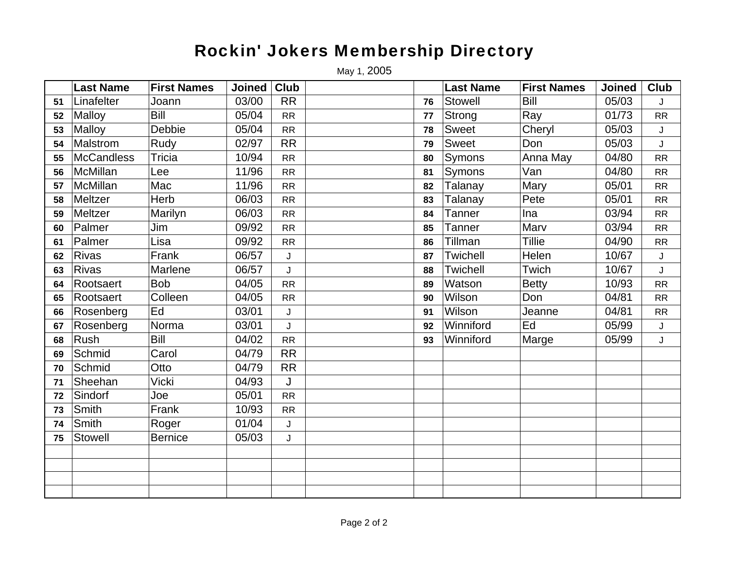# Rockin' Jokers Membership Directory

May 1, 2005

| | Last Name | First Names | Joined | Club | | | Last Name | First Names | Joined | Club |
|---|---|---|---|---|---|---|---|---|---|---|
| 51 | Linafelter | Joann | 03/00 | RR | | 76 | Stowell | Bill | 05/03 | J |
| 52 | Malloy | Bill | 05/04 | RR | | 77 | Strong | Ray | 01/73 | RR |
| 53 | Malloy | Debbie | 05/04 | RR | | 78 | Sweet | Cheryl | 05/03 | J |
| 54 | Malstrom | Rudy | 02/97 | RR | | 79 | Sweet | Don | 05/03 | J |
| 55 | McCandless | Tricia | 10/94 | RR | | 80 | Symons | Anna May | 04/80 | RR |
| 56 | McMillan | Lee | 11/96 | RR | | 81 | Symons | Van | 04/80 | RR |
| 57 | McMillan | Mac | 11/96 | RR | | 82 | Talanay | Mary | 05/01 | RR |
| 58 | Meltzer | Herb | 06/03 | RR | | 83 | Talanay | Pete | 05/01 | RR |
| 59 | Meltzer | Marilyn | 06/03 | RR | | 84 | Tanner | Ina | 03/94 | RR |
| 60 | Palmer | Jim | 09/92 | RR | | 85 | Tanner | Marv | 03/94 | RR |
| 61 | Palmer | Lisa | 09/92 | RR | | 86 | Tillman | Tillie | 04/90 | RR |
| 62 | Rivas | Frank | 06/57 | J | | 87 | Twichell | Helen | 10/67 | J |
| 63 | Rivas | Marlene | 06/57 | J | | 88 | Twichell | Twich | 10/67 | J |
| 64 | Rootsaert | Bob | 04/05 | RR | | 89 | Watson | Betty | 10/93 | RR |
| 65 | Rootsaert | Colleen | 04/05 | RR | | 90 | Wilson | Don | 04/81 | RR |
| 66 | Rosenberg | Ed | 03/01 | J | | 91 | Wilson | Jeanne | 04/81 | RR |
| 67 | Rosenberg | Norma | 03/01 | J | | 92 | Winniford | Ed | 05/99 | J |
| 68 | Rush | Bill | 04/02 | RR | | 93 | Winniford | Marge | 05/99 | J |
| 69 | Schmid | Carol | 04/79 | RR | | | | | | |
| 70 | Schmid | Otto | 04/79 | RR | | | | | | |
| 71 | Sheehan | Vicki | 04/93 | J | | | | | | |
| 72 | Sindorf | Joe | 05/01 | RR | | | | | | |
| 73 | Smith | Frank | 10/93 | RR | | | | | | |
| 74 | Smith | Roger | 01/04 | J | | | | | | |
| 75 | Stowell | Bernice | 05/03 | J | | | | | | |